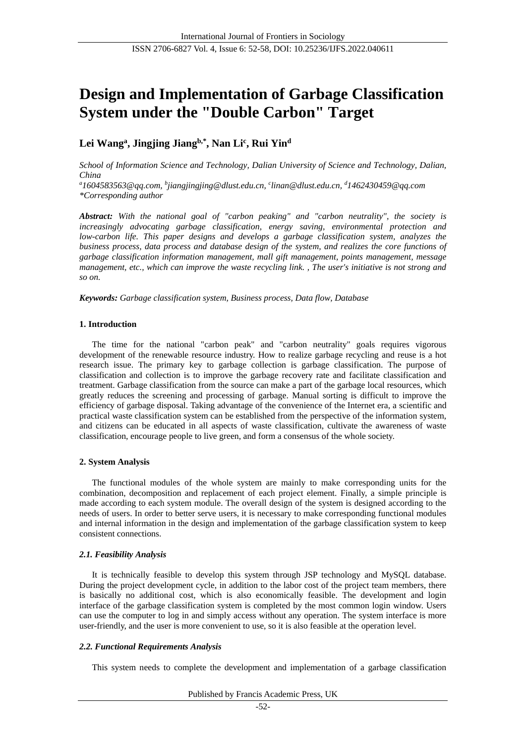# Design and Implementation of Garbage Classification System under the "Double Carbon" Target

**Lei Wang[a], Jingjing Jiang[b,*], Nan Li[c], Rui Yin[d]**

*School of Information Science and Technology, Dalian University of Science and Technology, Dalian, China*

*[a]1604583563@qq.com, [b]jiangjingjing@dlust.edu.cn, [c]linan@dlust.edu.cn, [d]1462430459@qq.com*

*\*Corresponding author*

***Abstract:** With the national goal of "carbon peaking" and "carbon neutrality", the society is increasingly advocating garbage classification, energy saving, environmental protection and low-carbon life. This paper designs and develops a garbage classification system, analyzes the business process, data process and database design of the system, and realizes the core functions of garbage classification information management, mall gift management, points management, message management, etc., which can improve the waste recycling link. , The user's initiative is not strong and so on.*

***Keywords:** Garbage classification system, Business process, Data flow, Database*

## 1. Introduction

The time for the national "carbon peak" and "carbon neutrality" goals requires vigorous development of the renewable resource industry. How to realize garbage recycling and reuse is a hot research issue. The primary key to garbage collection is garbage classification. The purpose of classification and collection is to improve the garbage recovery rate and facilitate classification and treatment. Garbage classification from the source can make a part of the garbage local resources, which greatly reduces the screening and processing of garbage. Manual sorting is difficult to improve the efficiency of garbage disposal. Taking advantage of the convenience of the Internet era, a scientific and practical waste classification system can be established from the perspective of the information system, and citizens can be educated in all aspects of waste classification, cultivate the awareness of waste classification, encourage people to live green, and form a consensus of the whole society.

## 2. System Analysis

The functional modules of the whole system are mainly to make corresponding units for the combination, decomposition and replacement of each project element. Finally, a simple principle is made according to each system module. The overall design of the system is designed according to the needs of users. In order to better serve users, it is necessary to make corresponding functional modules and internal information in the design and implementation of the garbage classification system to keep consistent connections.

### *2.1. Feasibility Analysis*

It is technically feasible to develop this system through JSP technology and MySQL database. During the project development cycle, in addition to the labor cost of the project team members, there is basically no additional cost, which is also economically feasible. The development and login interface of the garbage classification system is completed by the most common login window. Users can use the computer to log in and simply access without any operation. The system interface is more user-friendly, and the user is more convenient to use, so it is also feasible at the operation level.

### *2.2. Functional Requirements Analysis*

This system needs to complete the development and implementation of a garbage classification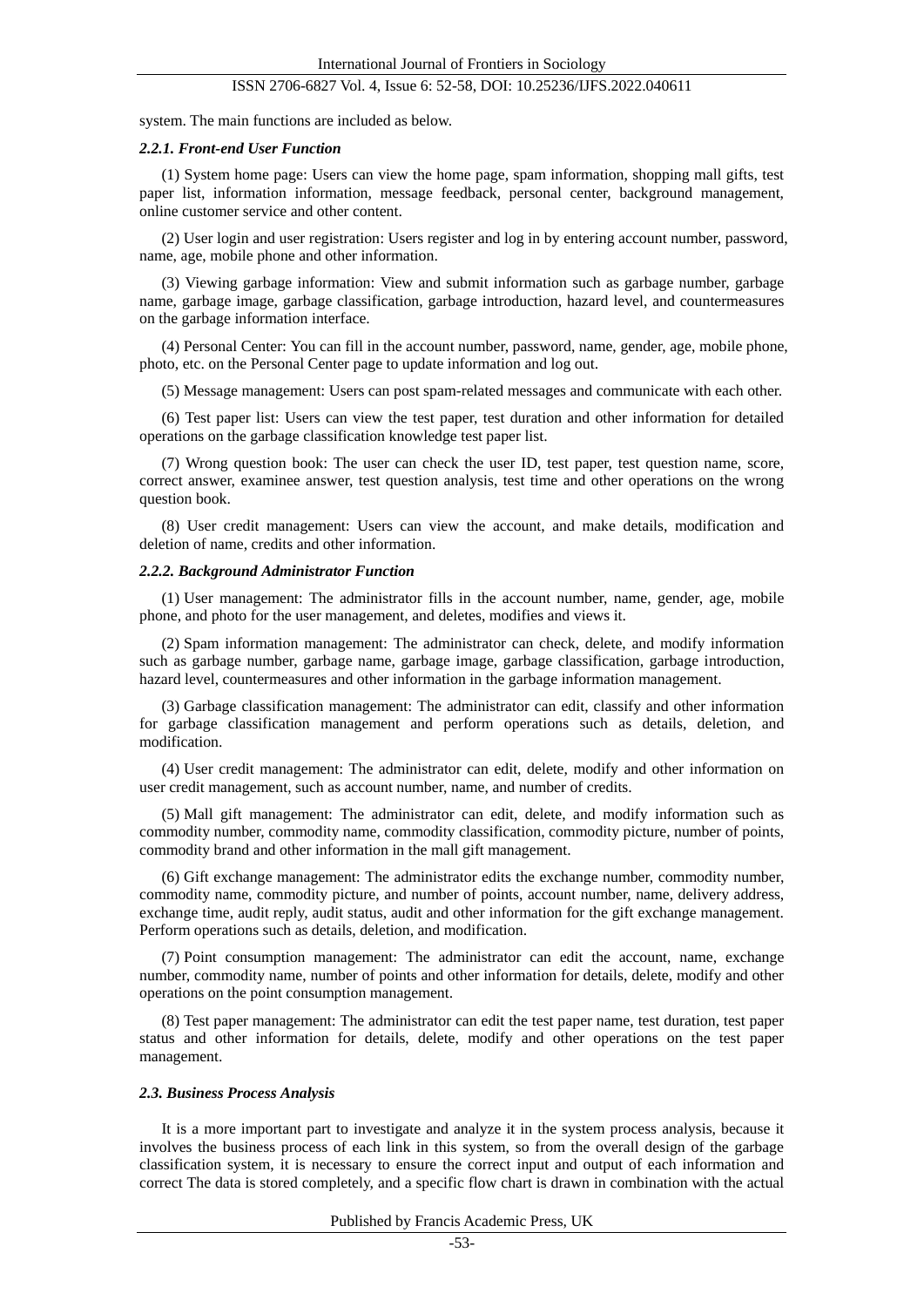system. The main functions are included as below.

#### *2.2.1. Front-end User Function*

(1) System home page: Users can view the home page, spam information, shopping mall gifts, test paper list, information information, message feedback, personal center, background management, online customer service and other content.

(2) User login and user registration: Users register and log in by entering account number, password, name, age, mobile phone and other information.

(3) Viewing garbage information: View and submit information such as garbage number, garbage name, garbage image, garbage classification, garbage introduction, hazard level, and countermeasures on the garbage information interface.

(4) Personal Center: You can fill in the account number, password, name, gender, age, mobile phone, photo, etc. on the Personal Center page to update information and log out.

(5) Message management: Users can post spam-related messages and communicate with each other.

(6) Test paper list: Users can view the test paper, test duration and other information for detailed operations on the garbage classification knowledge test paper list.

(7) Wrong question book: The user can check the user ID, test paper, test question name, score, correct answer, examinee answer, test question analysis, test time and other operations on the wrong question book.

(8) User credit management: Users can view the account, and make details, modification and deletion of name, credits and other information.

#### *2.2.2. Background Administrator Function*

(1) User management: The administrator fills in the account number, name, gender, age, mobile phone, and photo for the user management, and deletes, modifies and views it.

(2) Spam information management: The administrator can check, delete, and modify information such as garbage number, garbage name, garbage image, garbage classification, garbage introduction, hazard level, countermeasures and other information in the garbage information management.

(3) Garbage classification management: The administrator can edit, classify and other information for garbage classification management and perform operations such as details, deletion, and modification.

(4) User credit management: The administrator can edit, delete, modify and other information on user credit management, such as account number, name, and number of credits.

(5) Mall gift management: The administrator can edit, delete, and modify information such as commodity number, commodity name, commodity classification, commodity picture, number of points, commodity brand and other information in the mall gift management.

(6) Gift exchange management: The administrator edits the exchange number, commodity number, commodity name, commodity picture, and number of points, account number, name, delivery address, exchange time, audit reply, audit status, audit and other information for the gift exchange management. Perform operations such as details, deletion, and modification.

(7) Point consumption management: The administrator can edit the account, name, exchange number, commodity name, number of points and other information for details, delete, modify and other operations on the point consumption management.

(8) Test paper management: The administrator can edit the test paper name, test duration, test paper status and other information for details, delete, modify and other operations on the test paper management.

### *2.3. Business Process Analysis*

It is a more important part to investigate and analyze it in the system process analysis, because it involves the business process of each link in this system, so from the overall design of the garbage classification system, it is necessary to ensure the correct input and output of each information and correct The data is stored completely, and a specific flow chart is drawn in combination with the actual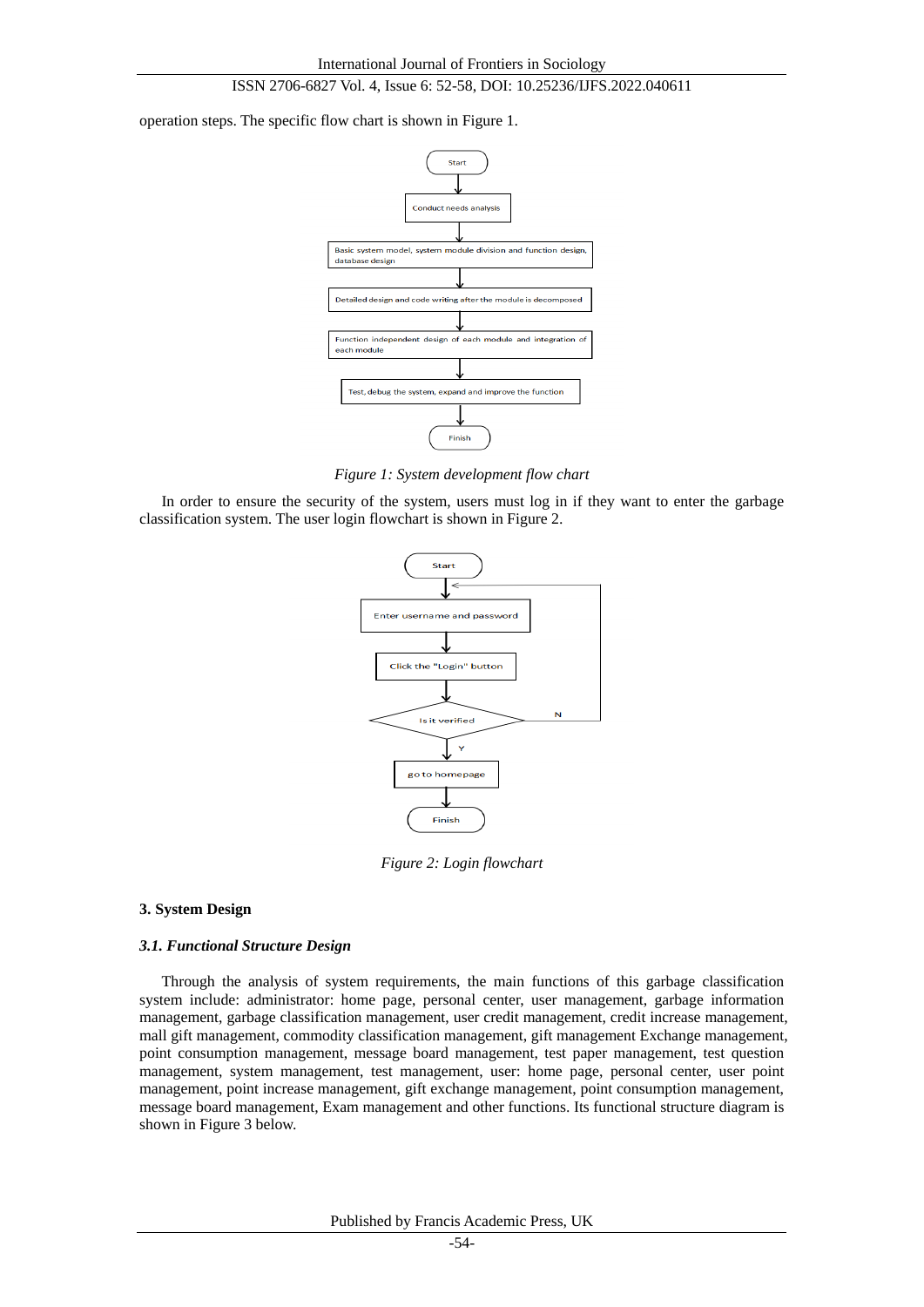operation steps. The specific flow chart is shown in Figure 1.

Start

Conduct needs analysis

Basic system model, system module division and function design, database design

Detailed design and code writing after the module is decomposed

Function independent design of each module and integration of each module

Test, debug the system, expand and improve the function

Finish

*Figure 1: System development flow chart*

In order to ensure the security of the system, users must log in if they want to enter the garbage classification system. The user login flowchart is shown in Figure 2.

Start

Enter username and password

Click the "Login" button

Is it verified

N

Y

go to homepage

Finish

*Figure 2: Login flowchart*

## 3. System Design

### *3.1. Functional Structure Design*

Through the analysis of system requirements, the main functions of this garbage classification system include: administrator: home page, personal center, user management, garbage information management, garbage classification management, user credit management, credit increase management, mall gift management, commodity classification management, gift management Exchange management, point consumption management, message board management, test paper management, test question management, system management, test management, user: home page, personal center, user point management, point increase management, gift exchange management, point consumption management, message board management, Exam management and other functions. Its functional structure diagram is shown in Figure 3 below.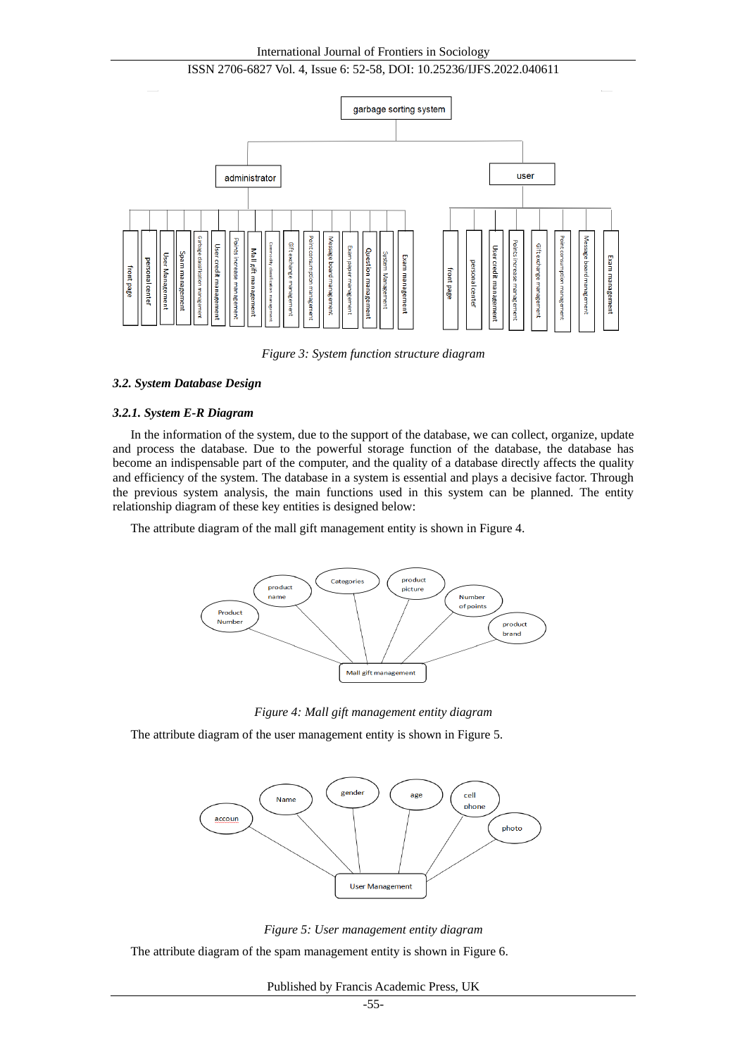*Figure 3: System function structure diagram*

### *3.2. System Database Design*

#### *3.2.1. System E-R Diagram*

In the information of the system, due to the support of the database, we can collect, organize, update and process the database. Due to the powerful storage function of the database, the database has become an indispensable part of the computer, and the quality of a database directly affects the quality and efficiency of the system. The database in a system is essential and plays a decisive factor. Through the previous system analysis, the main functions used in this system can be planned. The entity relationship diagram of these key entities is designed below:

The attribute diagram of the mall gift management entity is shown in Figure 4.

*Figure 4: Mall gift management entity diagram*

The attribute diagram of the user management entity is shown in Figure 5.

*Figure 5: User management entity diagram*

The attribute diagram of the spam management entity is shown in Figure 6.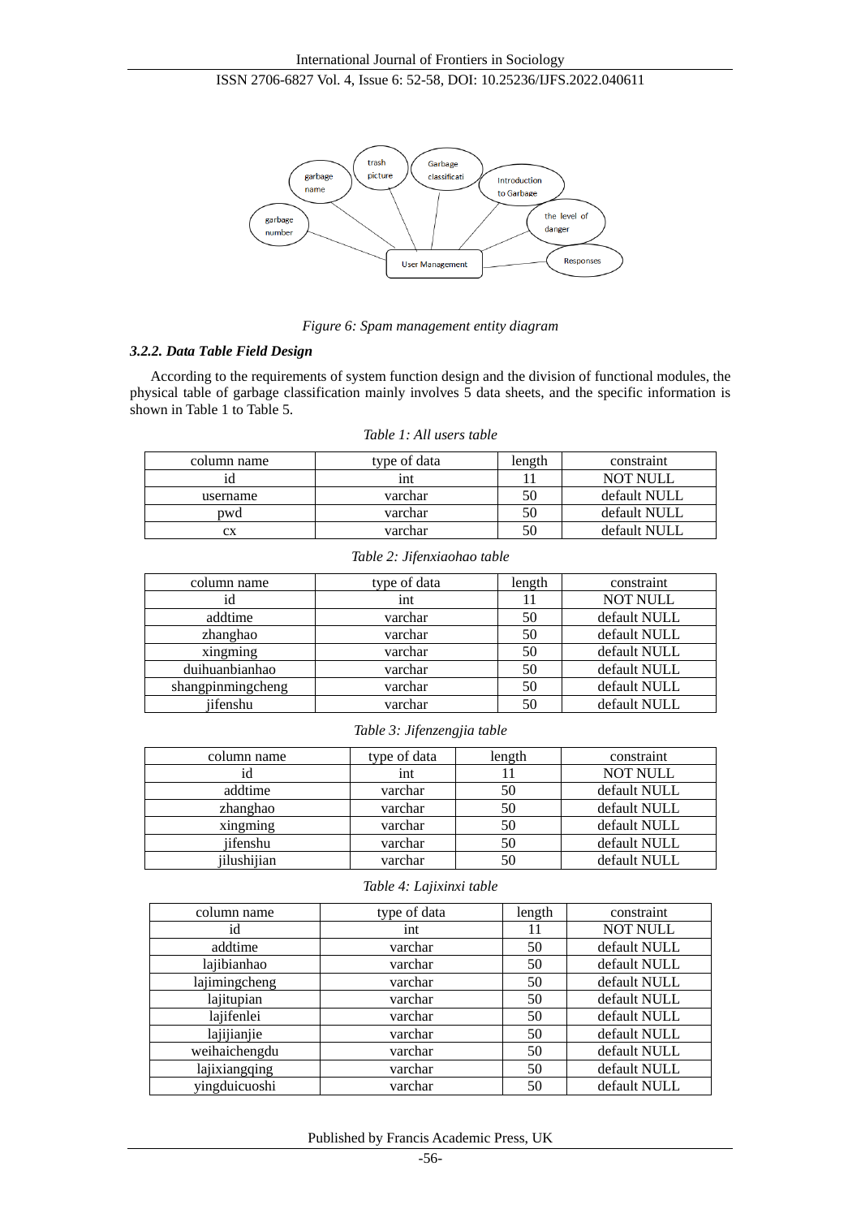*Figure 6: Spam management entity diagram*

### *3.2.2. Data Table Field Design*

According to the requirements of system function design and the division of functional modules, the physical table of garbage classification mainly involves 5 data sheets, and the specific information is shown in Table 1 to Table 5.

*Table 1: All users table*

| column name | type of data | length | constraint |
| --- | --- | --- | --- |
| id | int | 11 | NOT NULL |
| username | varchar | 50 | default NULL |
| pwd | varchar | 50 | default NULL |
| cx | varchar | 50 | default NULL |

*Table 2: Jifenxiaohao table*

| column name | type of data | length | constraint |
| --- | --- | --- | --- |
| id | int | 11 | NOT NULL |
| addtime | varchar | 50 | default NULL |
| zhanghao | varchar | 50 | default NULL |
| xingming | varchar | 50 | default NULL |
| duihuanbianhao | varchar | 50 | default NULL |
| shangpinmingcheng | varchar | 50 | default NULL |
| jifenshu | varchar | 50 | default NULL |

*Table 3: Jifenzengjia table*

| column name | type of data | length | constraint |
| --- | --- | --- | --- |
| id | int | 11 | NOT NULL |
| addtime | varchar | 50 | default NULL |
| zhanghao | varchar | 50 | default NULL |
| xingming | varchar | 50 | default NULL |
| jifenshu | varchar | 50 | default NULL |
| jilushijian | varchar | 50 | default NULL |

*Table 4: Lajixinxi table*

| column name | type of data | length | constraint |
| --- | --- | --- | --- |
| id | int | 11 | NOT NULL |
| addtime | varchar | 50 | default NULL |
| lajibianhao | varchar | 50 | default NULL |
| lajimingcheng | varchar | 50 | default NULL |
| lajitupian | varchar | 50 | default NULL |
| lajifenlei | varchar | 50 | default NULL |
| lajijianjie | varchar | 50 | default NULL |
| weihaichengdu | varchar | 50 | default NULL |
| lajixiangqing | varchar | 50 | default NULL |
| yingduicuoshi | varchar | 50 | default NULL |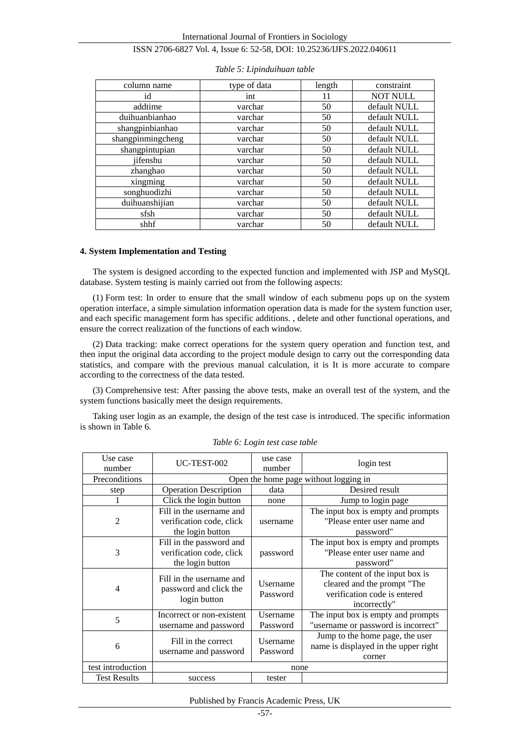*Table 5: Lipinduihuan table*

| column name | type of data | length | constraint |
|---|---|---|---|
| id | int | 11 | NOT NULL |
| addtime | varchar | 50 | default NULL |
| duihuanbianhao | varchar | 50 | default NULL |
| shangpinbianhao | varchar | 50 | default NULL |
| shangpinmingcheng | varchar | 50 | default NULL |
| shangpintupian | varchar | 50 | default NULL |
| jifenshu | varchar | 50 | default NULL |
| zhanghao | varchar | 50 | default NULL |
| xingming | varchar | 50 | default NULL |
| songhuodizhi | varchar | 50 | default NULL |
| duihuanshijian | varchar | 50 | default NULL |
| sfsh | varchar | 50 | default NULL |
| shhf | varchar | 50 | default NULL |

## 4. System Implementation and Testing

The system is designed according to the expected function and implemented with JSP and MySQL database. System testing is mainly carried out from the following aspects:

(1) Form test: In order to ensure that the small window of each submenu pops up on the system operation interface, a simple simulation information operation data is made for the system function user, and each specific management form has specific additions. , delete and other functional operations, and ensure the correct realization of the functions of each window.

(2) Data tracking: make correct operations for the system query operation and function test, and then input the original data according to the project module design to carry out the corresponding data statistics, and compare with the previous manual calculation, it is It is more accurate to compare according to the correctness of the data tested.

(3) Comprehensive test: After passing the above tests, make an overall test of the system, and the system functions basically meet the design requirements.

Taking user login as an example, the design of the test case is introduced. The specific information is shown in Table 6.

*Table 6: Login test case table*

| Use case number | UC-TEST-002 | use case number | login test |
|---|---|---|---|
| Preconditions | Open the home page without logging in | | |
| step | Operation Description | data | Desired result |
| 1 | Click the login button | none | Jump to login page |
| 2 | Fill in the username and verification code, click the login button | username | The input box is empty and prompts "Please enter user name and password" |
| 3 | Fill in the password and verification code, click the login button | password | The input box is empty and prompts "Please enter user name and password" |
| 4 | Fill in the username and password and click the login button | Username Password | The content of the input box is cleared and the prompt "The verification code is entered incorrectly" |
| 5 | Incorrect or non-existent username and password | Username Password | The input box is empty and prompts "username or password is incorrect" |
| 6 | Fill in the correct username and password | Username Password | Jump to the home page, the user name is displayed in the upper right corner |
| test introduction | none | | |
| Test Results | success | tester | |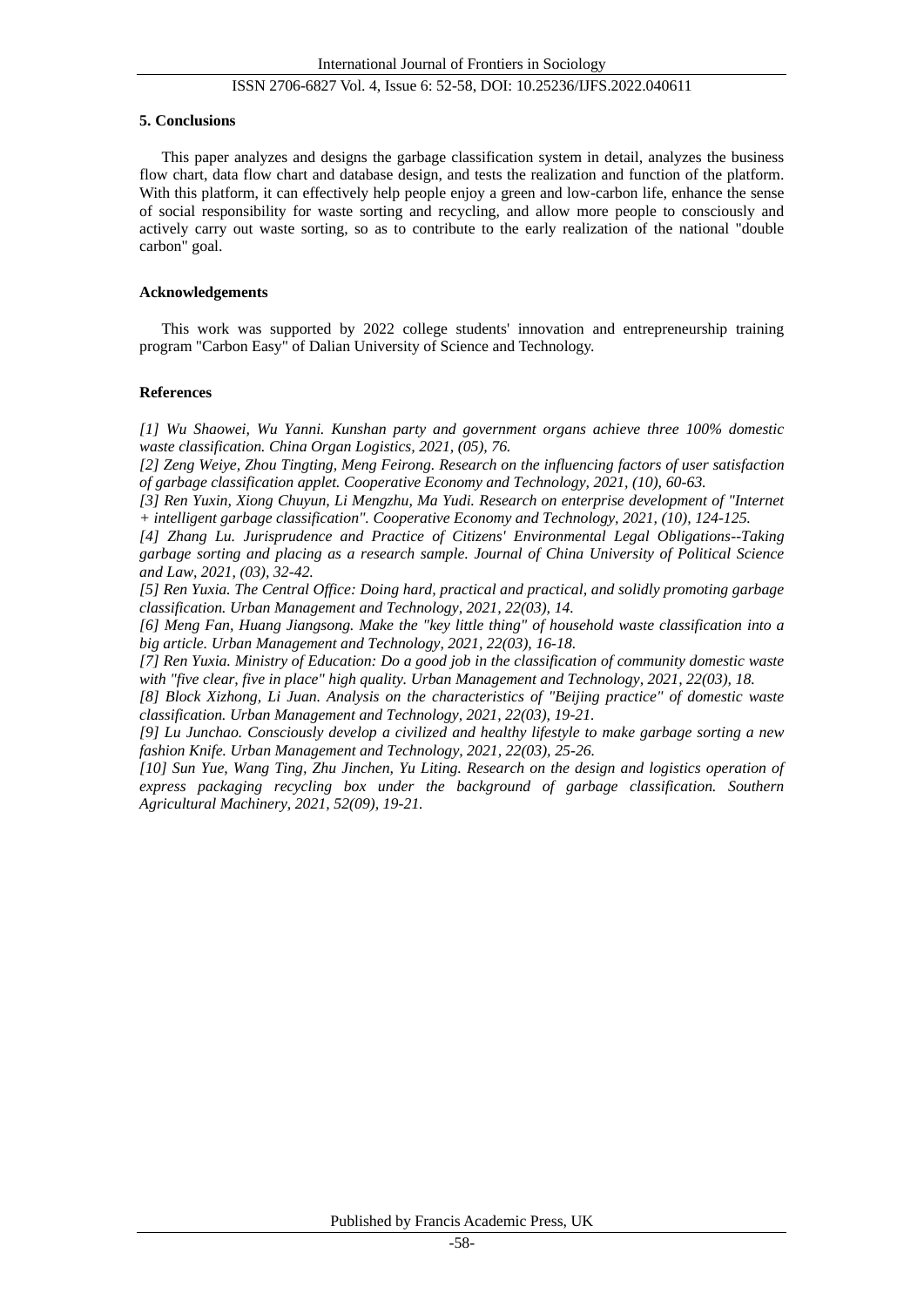## 5. Conclusions

This paper analyzes and designs the garbage classification system in detail, analyzes the business flow chart, data flow chart and database design, and tests the realization and function of the platform. With this platform, it can effectively help people enjoy a green and low-carbon life, enhance the sense of social responsibility for waste sorting and recycling, and allow more people to consciously and actively carry out waste sorting, so as to contribute to the early realization of the national "double carbon" goal.

## Acknowledgements

This work was supported by 2022 college students' innovation and entrepreneurship training program "Carbon Easy" of Dalian University of Science and Technology.

## References

*[1] Wu Shaowei, Wu Yanni. Kunshan party and government organs achieve three 100% domestic waste classification. China Organ Logistics, 2021, (05), 76.*

*[2] Zeng Weiye, Zhou Tingting, Meng Feirong. Research on the influencing factors of user satisfaction of garbage classification applet. Cooperative Economy and Technology, 2021, (10), 60-63.*

*[3] Ren Yuxin, Xiong Chuyun, Li Mengzhu, Ma Yudi. Research on enterprise development of "Internet + intelligent garbage classification". Cooperative Economy and Technology, 2021, (10), 124-125.*

*[4] Zhang Lu. Jurisprudence and Practice of Citizens' Environmental Legal Obligations--Taking garbage sorting and placing as a research sample. Journal of China University of Political Science and Law, 2021, (03), 32-42.*

*[5] Ren Yuxia. The Central Office: Doing hard, practical and practical, and solidly promoting garbage classification. Urban Management and Technology, 2021, 22(03), 14.*

*[6] Meng Fan, Huang Jiangsong. Make the "key little thing" of household waste classification into a big article. Urban Management and Technology, 2021, 22(03), 16-18.*

*[7] Ren Yuxia. Ministry of Education: Do a good job in the classification of community domestic waste with "five clear, five in place" high quality. Urban Management and Technology, 2021, 22(03), 18.*

*[8] Block Xizhong, Li Juan. Analysis on the characteristics of "Beijing practice" of domestic waste classification. Urban Management and Technology, 2021, 22(03), 19-21.*

*[9] Lu Junchao. Consciously develop a civilized and healthy lifestyle to make garbage sorting a new fashion Knife. Urban Management and Technology, 2021, 22(03), 25-26.*

*[10] Sun Yue, Wang Ting, Zhu Jinchen, Yu Liting. Research on the design and logistics operation of express packaging recycling box under the background of garbage classification. Southern Agricultural Machinery, 2021, 52(09), 19-21.*